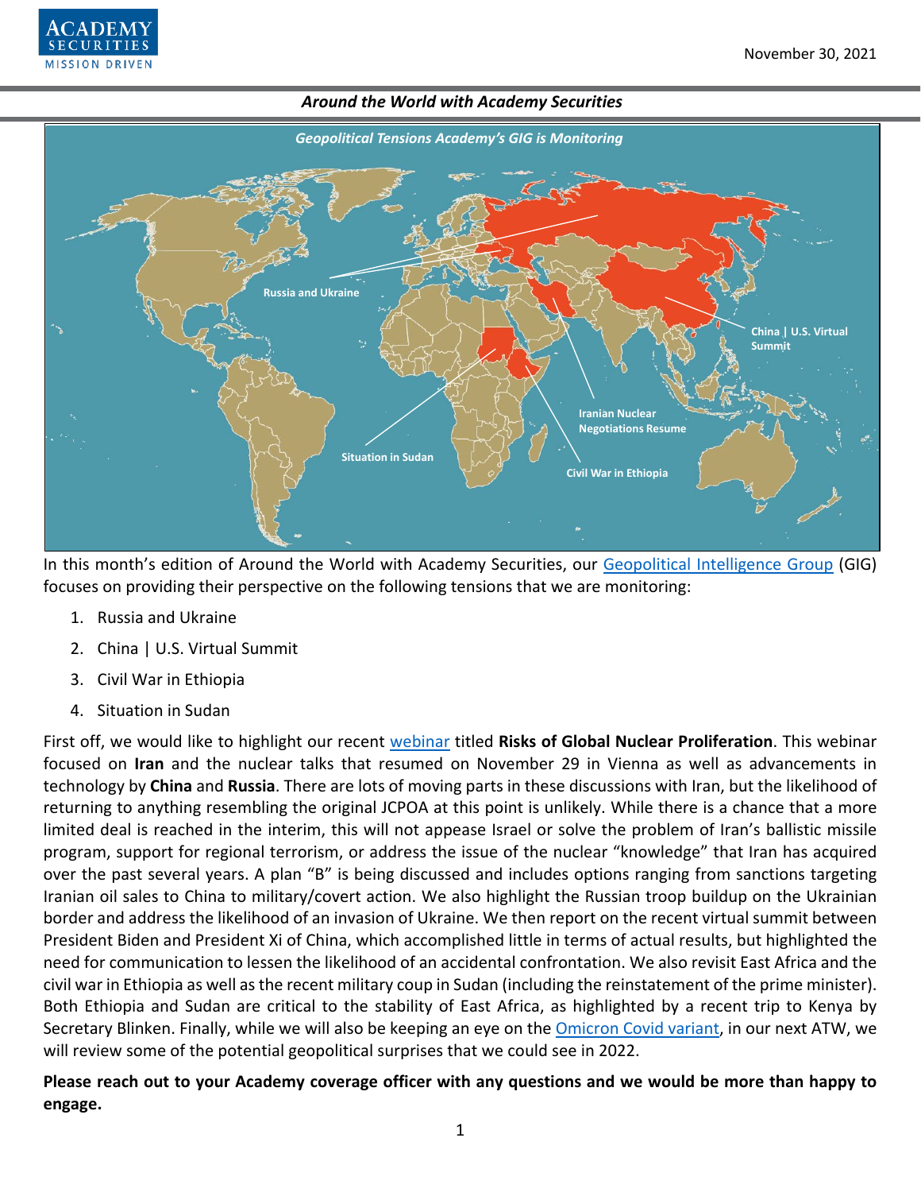November 30, 2021

### *Around the World with Academy Securities*

*Geopolitical Tensions Academy's GIG is Monitoring*

In this month's edition of Around the World with Academy Securities, our Geopolitical Intelligence Group (GIG) focuses on providing their perspective on the following tensions that we are monitoring:

1. Russia and Ukraine
2. China | U.S. Virtual Summit
3. Civil War in Ethiopia
4. Situation in Sudan

First off, we would like to highlight our recent webinar titled **Risks of Global Nuclear Proliferation**. This webinar focused on **Iran** and the nuclear talks that resumed on November 29 in Vienna as well as advancements in technology by **China** and **Russia**. There are lots of moving parts in these discussions with Iran, but the likelihood of returning to anything resembling the original JCPOA at this point is unlikely. While there is a chance that a more limited deal is reached in the interim, this will not appease Israel or solve the problem of Iran's ballistic missile program, support for regional terrorism, or address the issue of the nuclear "knowledge" that Iran has acquired over the past several years. A plan "B" is being discussed and includes options ranging from sanctions targeting Iranian oil sales to China to military/covert action. We also highlight the Russian troop buildup on the Ukrainian border and address the likelihood of an invasion of Ukraine. We then report on the recent virtual summit between President Biden and President Xi of China, which accomplished little in terms of actual results, but highlighted the need for communication to lessen the likelihood of an accidental confrontation. We also revisit East Africa and the civil war in Ethiopia as well as the recent military coup in Sudan (including the reinstatement of the prime minister). Both Ethiopia and Sudan are critical to the stability of East Africa, as highlighted by a recent trip to Kenya by Secretary Blinken. Finally, while we will also be keeping an eye on the Omicron Covid variant, in our next ATW, we will review some of the potential geopolitical surprises that we could see in 2022.

**Please reach out to your Academy coverage officer with any questions and we would be more than happy to engage.**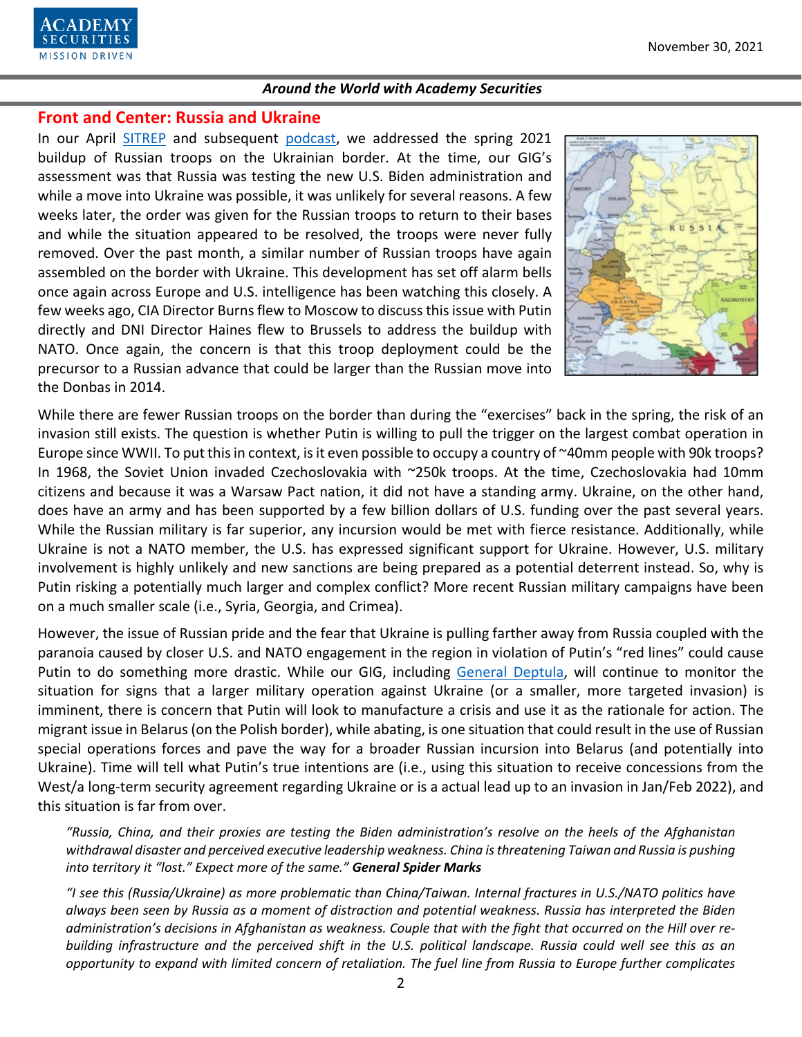## Front and Center: Russia and Ukraine

In our April SITREP and subsequent podcast, we addressed the spring 2021 buildup of Russian troops on the Ukrainian border. At the time, our GIG's assessment was that Russia was testing the new U.S. Biden administration and while a move into Ukraine was possible, it was unlikely for several reasons. A few weeks later, the order was given for the Russian troops to return to their bases and while the situation appeared to be resolved, the troops were never fully removed. Over the past month, a similar number of Russian troops have again assembled on the border with Ukraine. This development has set off alarm bells once again across Europe and U.S. intelligence has been watching this closely. A few weeks ago, CIA Director Burns flew to Moscow to discuss this issue with Putin directly and DNI Director Haines flew to Brussels to address the buildup with NATO. Once again, the concern is that this troop deployment could be the precursor to a Russian advance that could be larger than the Russian move into the Donbas in 2014.

While there are fewer Russian troops on the border than during the "exercises" back in the spring, the risk of an invasion still exists. The question is whether Putin is willing to pull the trigger on the largest combat operation in Europe since WWII. To put this in context, is it even possible to occupy a country of ~40mm people with 90k troops? In 1968, the Soviet Union invaded Czechoslovakia with ~250k troops. At the time, Czechoslovakia had 10mm citizens and because it was a Warsaw Pact nation, it did not have a standing army. Ukraine, on the other hand, does have an army and has been supported by a few billion dollars of U.S. funding over the past several years. While the Russian military is far superior, any incursion would be met with fierce resistance. Additionally, while Ukraine is not a NATO member, the U.S. has expressed significant support for Ukraine. However, U.S. military involvement is highly unlikely and new sanctions are being prepared as a potential deterrent instead. So, why is Putin risking a potentially much larger and complex conflict? More recent Russian military campaigns have been on a much smaller scale (i.e., Syria, Georgia, and Crimea).

However, the issue of Russian pride and the fear that Ukraine is pulling farther away from Russia coupled with the paranoia caused by closer U.S. and NATO engagement in the region in violation of Putin's "red lines" could cause Putin to do something more drastic. While our GIG, including General Deptula, will continue to monitor the situation for signs that a larger military operation against Ukraine (or a smaller, more targeted invasion) is imminent, there is concern that Putin will look to manufacture a crisis and use it as the rationale for action. The migrant issue in Belarus (on the Polish border), while abating, is one situation that could result in the use of Russian special operations forces and pave the way for a broader Russian incursion into Belarus (and potentially into Ukraine). Time will tell what Putin's true intentions are (i.e., using this situation to receive concessions from the West/a long-term security agreement regarding Ukraine or is a actual lead up to an invasion in Jan/Feb 2022), and this situation is far from over.

> *"Russia, China, and their proxies are testing the Biden administration's resolve on the heels of the Afghanistan withdrawal disaster and perceived executive leadership weakness. China is threatening Taiwan and Russia is pushing into territory it "lost." Expect more of the same."* ***General Spider Marks***

> *"I see this (Russia/Ukraine) as more problematic than China/Taiwan. Internal fractures in U.S./NATO politics have always been seen by Russia as a moment of distraction and potential weakness. Russia has interpreted the Biden administration's decisions in Afghanistan as weakness. Couple that with the fight that occurred on the Hill over re-building infrastructure and the perceived shift in the U.S. political landscape. Russia could well see this as an opportunity to expand with limited concern of retaliation. The fuel line from Russia to Europe further complicates*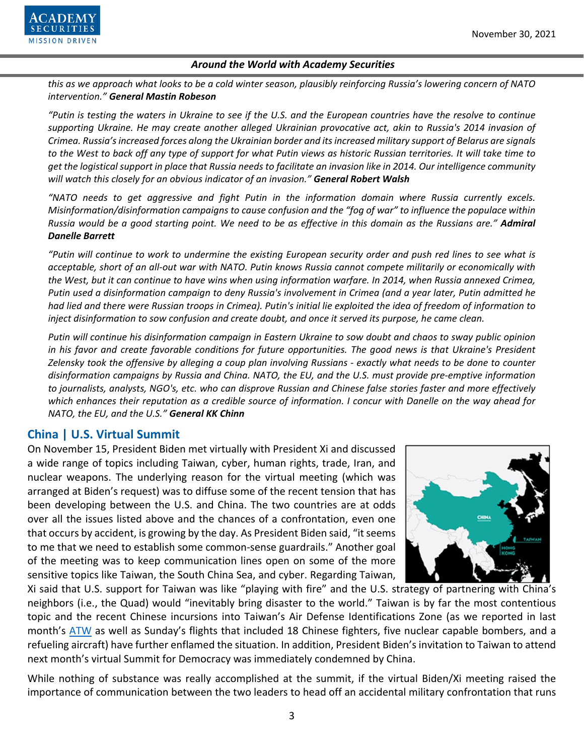*this as we approach what looks to be a cold winter season, plausibly reinforcing Russia's lowering concern of NATO intervention."* ***General Mastin Robeson***

*"Putin is testing the waters in Ukraine to see if the U.S. and the European countries have the resolve to continue supporting Ukraine. He may create another alleged Ukrainian provocative act, akin to Russia's 2014 invasion of Crimea. Russia's increased forces along the Ukrainian border and its increased military support of Belarus are signals to the West to back off any type of support for what Putin views as historic Russian territories. It will take time to get the logistical support in place that Russia needs to facilitate an invasion like in 2014. Our intelligence community will watch this closely for an obvious indicator of an invasion."* ***General Robert Walsh***

*"NATO needs to get aggressive and fight Putin in the information domain where Russia currently excels. Misinformation/disinformation campaigns to cause confusion and the "fog of war" to influence the populace within Russia would be a good starting point. We need to be as effective in this domain as the Russians are."* ***Admiral Danelle Barrett***

*"Putin will continue to work to undermine the existing European security order and push red lines to see what is acceptable, short of an all-out war with NATO. Putin knows Russia cannot compete militarily or economically with the West, but it can continue to have wins when using information warfare. In 2014, when Russia annexed Crimea, Putin used a disinformation campaign to deny Russia's involvement in Crimea (and a year later, Putin admitted he had lied and there were Russian troops in Crimea). Putin's initial lie exploited the idea of freedom of information to inject disinformation to sow confusion and create doubt, and once it served its purpose, he came clean.*

*Putin will continue his disinformation campaign in Eastern Ukraine to sow doubt and chaos to sway public opinion in his favor and create favorable conditions for future opportunities. The good news is that Ukraine's President Zelensky took the offensive by alleging a coup plan involving Russians - exactly what needs to be done to counter disinformation campaigns by Russia and China. NATO, the EU, and the U.S. must provide pre-emptive information to journalists, analysts, NGO's, etc. who can disprove Russian and Chinese false stories faster and more effectively which enhances their reputation as a credible source of information. I concur with Danelle on the way ahead for NATO, the EU, and the U.S."* ***General KK Chinn***

## China | U.S. Virtual Summit

On November 15, President Biden met virtually with President Xi and discussed a wide range of topics including Taiwan, cyber, human rights, trade, Iran, and nuclear weapons. The underlying reason for the virtual meeting (which was arranged at Biden's request) was to diffuse some of the recent tension that has been developing between the U.S. and China. The two countries are at odds over all the issues listed above and the chances of a confrontation, even one that occurs by accident, is growing by the day. As President Biden said, "it seems to me that we need to establish some common-sense guardrails." Another goal of the meeting was to keep communication lines open on some of the more sensitive topics like Taiwan, the South China Sea, and cyber. Regarding Taiwan, Xi said that U.S. support for Taiwan was like "playing with fire" and the U.S. strategy of partnering with China's neighbors (i.e., the Quad) would "inevitably bring disaster to the world." Taiwan is by far the most contentious topic and the recent Chinese incursions into Taiwan's Air Defense Identifications Zone (as we reported in last month's ATW as well as Sunday's flights that included 18 Chinese fighters, five nuclear capable bombers, and a refueling aircraft) have further enflamed the situation. In addition, President Biden's invitation to Taiwan to attend next month's virtual Summit for Democracy was immediately condemned by China.

While nothing of substance was really accomplished at the summit, if the virtual Biden/Xi meeting raised the importance of communication between the two leaders to head off an accidental military confrontation that runs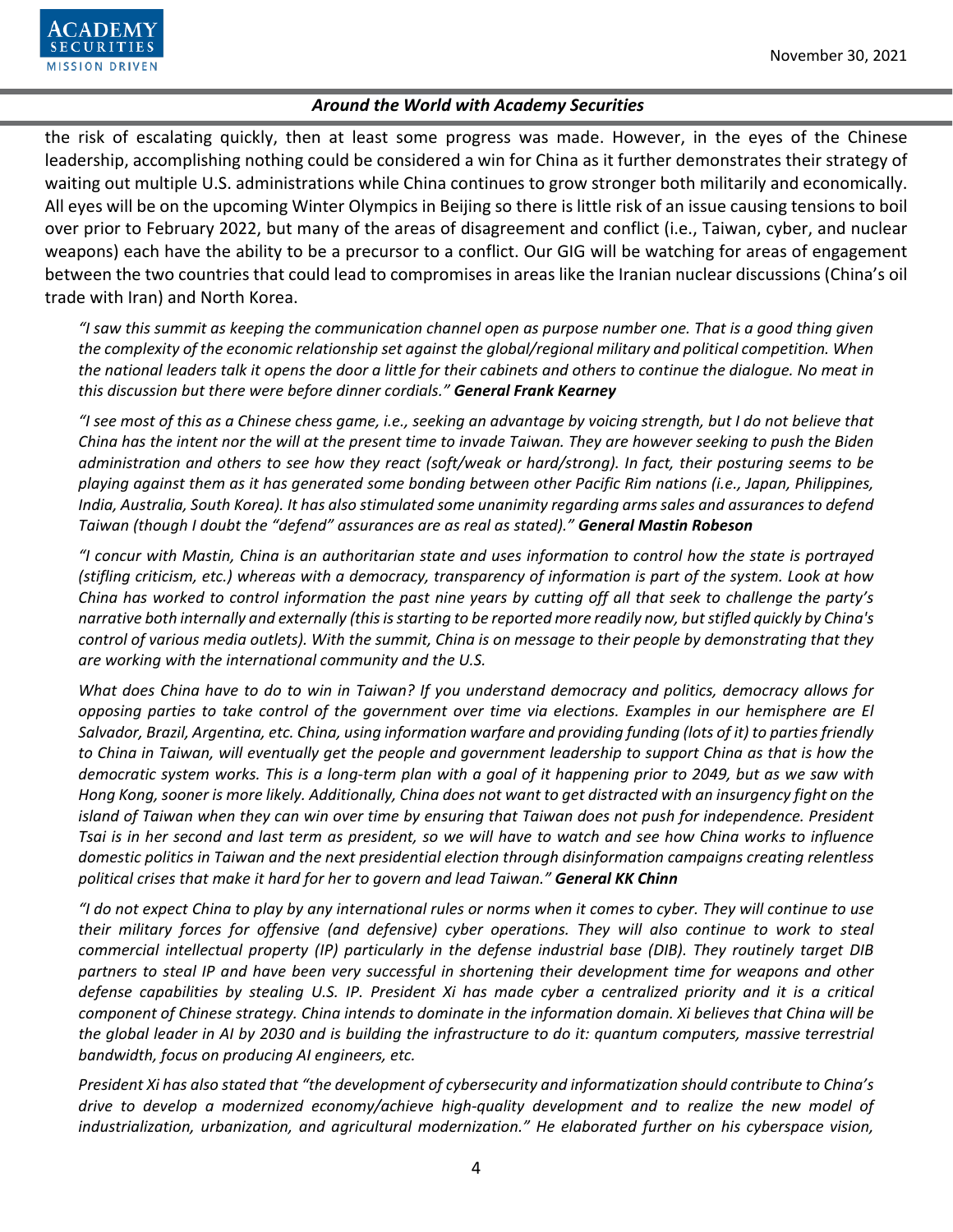the risk of escalating quickly, then at least some progress was made. However, in the eyes of the Chinese leadership, accomplishing nothing could be considered a win for China as it further demonstrates their strategy of waiting out multiple U.S. administrations while China continues to grow stronger both militarily and economically. All eyes will be on the upcoming Winter Olympics in Beijing so there is little risk of an issue causing tensions to boil over prior to February 2022, but many of the areas of disagreement and conflict (i.e., Taiwan, cyber, and nuclear weapons) each have the ability to be a precursor to a conflict. Our GIG will be watching for areas of engagement between the two countries that could lead to compromises in areas like the Iranian nuclear discussions (China's oil trade with Iran) and North Korea.

*"I saw this summit as keeping the communication channel open as purpose number one. That is a good thing given the complexity of the economic relationship set against the global/regional military and political competition. When the national leaders talk it opens the door a little for their cabinets and others to continue the dialogue. No meat in this discussion but there were before dinner cordials."* ***General Frank Kearney***

*"I see most of this as a Chinese chess game, i.e., seeking an advantage by voicing strength, but I do not believe that China has the intent nor the will at the present time to invade Taiwan. They are however seeking to push the Biden administration and others to see how they react (soft/weak or hard/strong). In fact, their posturing seems to be playing against them as it has generated some bonding between other Pacific Rim nations (i.e., Japan, Philippines, India, Australia, South Korea). It has also stimulated some unanimity regarding arms sales and assurances to defend Taiwan (though I doubt the "defend" assurances are as real as stated)."* ***General Mastin Robeson***

*"I concur with Mastin, China is an authoritarian state and uses information to control how the state is portrayed (stifling criticism, etc.) whereas with a democracy, transparency of information is part of the system. Look at how China has worked to control information the past nine years by cutting off all that seek to challenge the party's narrative both internally and externally (this is starting to be reported more readily now, but stifled quickly by China's control of various media outlets). With the summit, China is on message to their people by demonstrating that they are working with the international community and the U.S.*

*What does China have to do to win in Taiwan? If you understand democracy and politics, democracy allows for opposing parties to take control of the government over time via elections. Examples in our hemisphere are El Salvador, Brazil, Argentina, etc. China, using information warfare and providing funding (lots of it) to parties friendly to China in Taiwan, will eventually get the people and government leadership to support China as that is how the democratic system works. This is a long-term plan with a goal of it happening prior to 2049, but as we saw with Hong Kong, sooner is more likely. Additionally, China does not want to get distracted with an insurgency fight on the island of Taiwan when they can win over time by ensuring that Taiwan does not push for independence. President Tsai is in her second and last term as president, so we will have to watch and see how China works to influence domestic politics in Taiwan and the next presidential election through disinformation campaigns creating relentless political crises that make it hard for her to govern and lead Taiwan."* ***General KK Chinn***

*"I do not expect China to play by any international rules or norms when it comes to cyber. They will continue to use their military forces for offensive (and defensive) cyber operations. They will also continue to work to steal commercial intellectual property (IP) particularly in the defense industrial base (DIB). They routinely target DIB partners to steal IP and have been very successful in shortening their development time for weapons and other defense capabilities by stealing U.S. IP. President Xi has made cyber a centralized priority and it is a critical component of Chinese strategy. China intends to dominate in the information domain. Xi believes that China will be the global leader in AI by 2030 and is building the infrastructure to do it: quantum computers, massive terrestrial bandwidth, focus on producing AI engineers, etc.*

*President Xi has also stated that "the development of cybersecurity and informatization should contribute to China's drive to develop a modernized economy/achieve high-quality development and to realize the new model of industrialization, urbanization, and agricultural modernization." He elaborated further on his cyberspace vision,*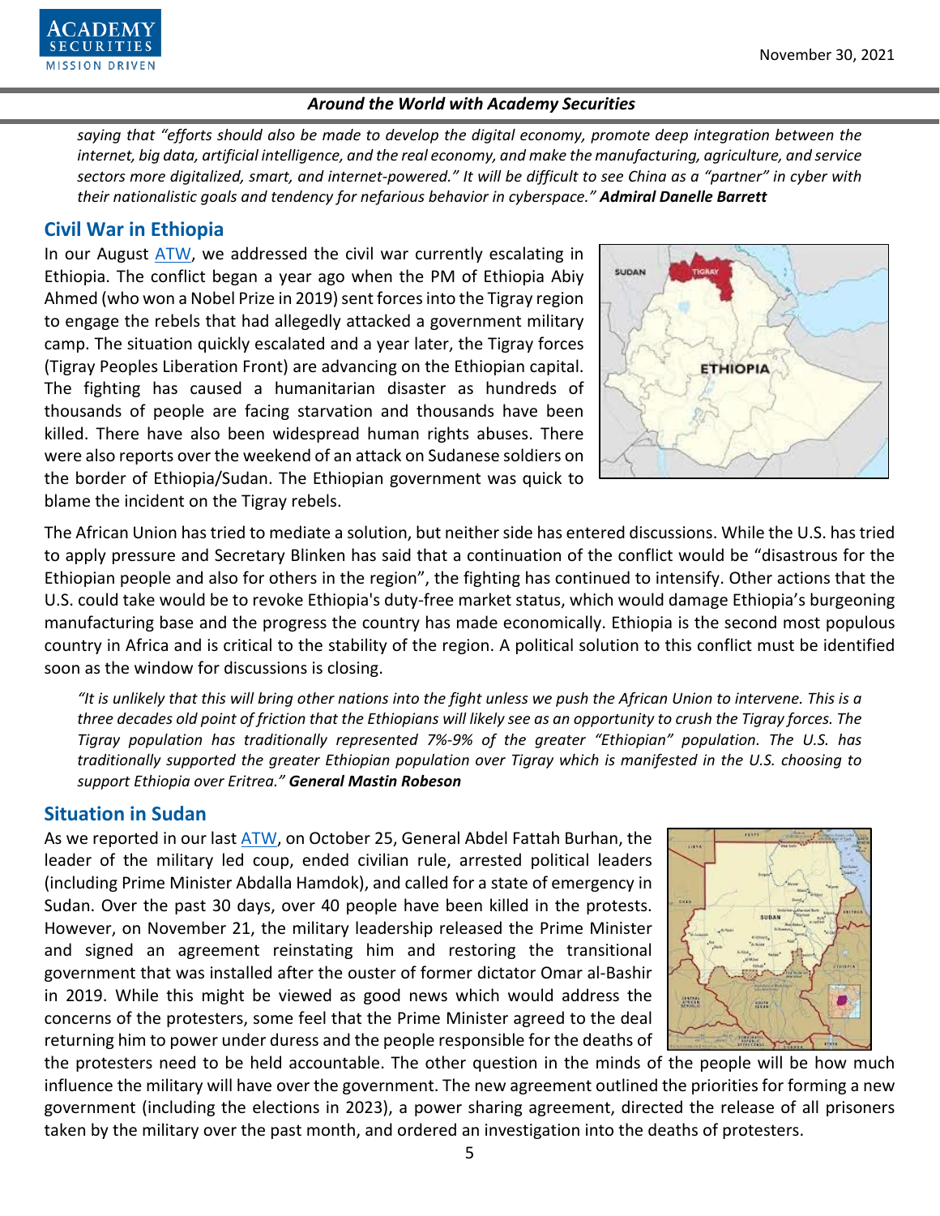*saying that "efforts should also be made to develop the digital economy, promote deep integration between the internet, big data, artificial intelligence, and the real economy, and make the manufacturing, agriculture, and service sectors more digitalized, smart, and internet-powered." It will be difficult to see China as a "partner" in cyber with their nationalistic goals and tendency for nefarious behavior in cyberspace."* ***Admiral Danelle Barrett***

## Civil War in Ethiopia

In our August ATW, we addressed the civil war currently escalating in Ethiopia. The conflict began a year ago when the PM of Ethiopia Abiy Ahmed (who won a Nobel Prize in 2019) sent forces into the Tigray region to engage the rebels that had allegedly attacked a government military camp. The situation quickly escalated and a year later, the Tigray forces (Tigray Peoples Liberation Front) are advancing on the Ethiopian capital. The fighting has caused a humanitarian disaster as hundreds of thousands of people are facing starvation and thousands have been killed. There have also been widespread human rights abuses. There were also reports over the weekend of an attack on Sudanese soldiers on the border of Ethiopia/Sudan. The Ethiopian government was quick to blame the incident on the Tigray rebels.

The African Union has tried to mediate a solution, but neither side has entered discussions. While the U.S. has tried to apply pressure and Secretary Blinken has said that a continuation of the conflict would be "disastrous for the Ethiopian people and also for others in the region", the fighting has continued to intensify. Other actions that the U.S. could take would be to revoke Ethiopia's duty-free market status, which would damage Ethiopia's burgeoning manufacturing base and the progress the country has made economically. Ethiopia is the second most populous country in Africa and is critical to the stability of the region. A political solution to this conflict must be identified soon as the window for discussions is closing.

*"It is unlikely that this will bring other nations into the fight unless we push the African Union to intervene. This is a three decades old point of friction that the Ethiopians will likely see as an opportunity to crush the Tigray forces. The Tigray population has traditionally represented 7%-9% of the greater "Ethiopian" population. The U.S. has traditionally supported the greater Ethiopian population over Tigray which is manifested in the U.S. choosing to support Ethiopia over Eritrea."* ***General Mastin Robeson***

## Situation in Sudan

As we reported in our last ATW, on October 25, General Abdel Fattah Burhan, the leader of the military led coup, ended civilian rule, arrested political leaders (including Prime Minister Abdalla Hamdok), and called for a state of emergency in Sudan. Over the past 30 days, over 40 people have been killed in the protests. However, on November 21, the military leadership released the Prime Minister and signed an agreement reinstating him and restoring the transitional government that was installed after the ouster of former dictator Omar al-Bashir in 2019. While this might be viewed as good news which would address the concerns of the protesters, some feel that the Prime Minister agreed to the deal returning him to power under duress and the people responsible for the deaths of the protesters need to be held accountable. The other question in the minds of the people will be how much influence the military will have over the government. The new agreement outlined the priorities for forming a new government (including the elections in 2023), a power sharing agreement, directed the release of all prisoners taken by the military over the past month, and ordered an investigation into the deaths of protesters.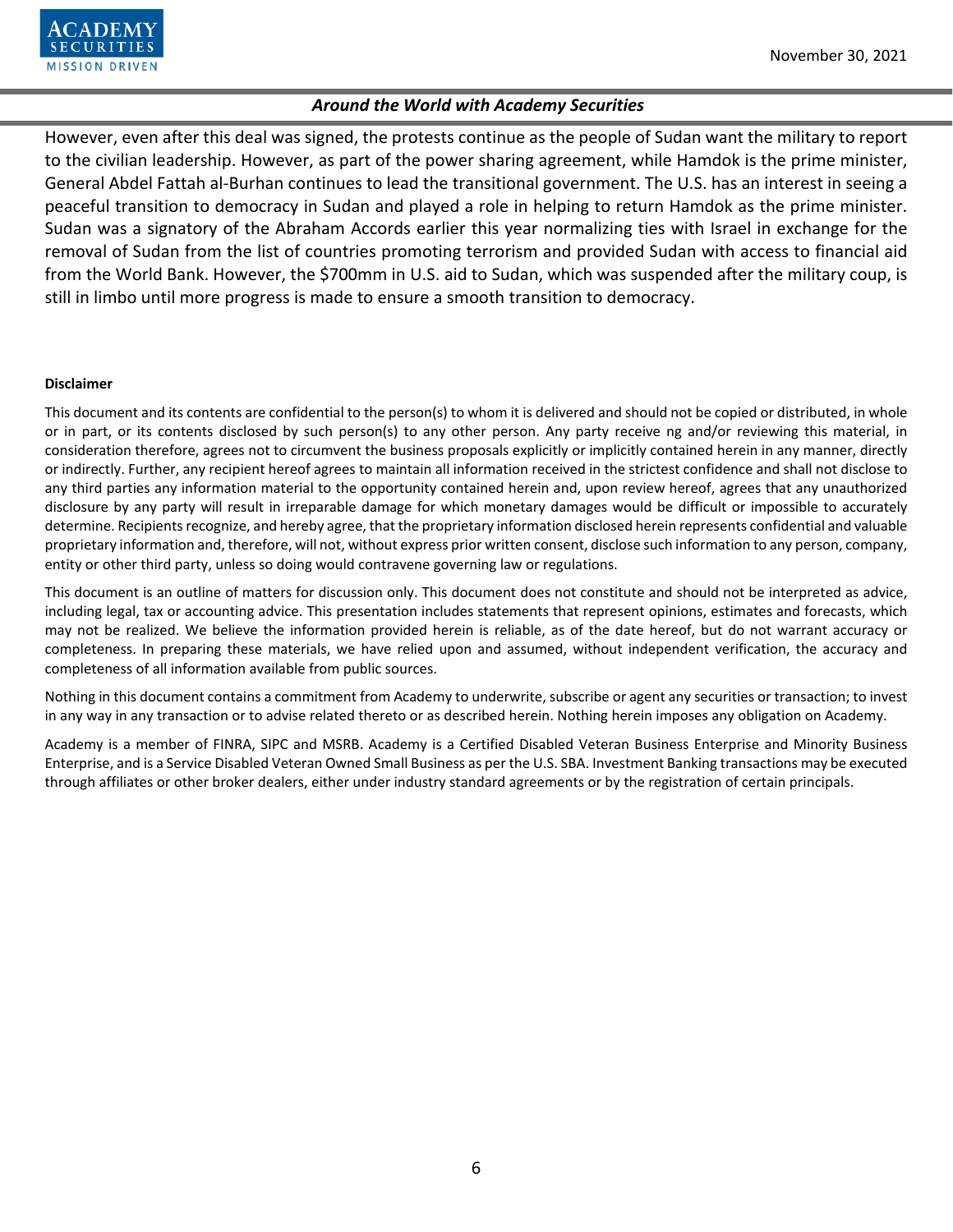However, even after this deal was signed, the protests continue as the people of Sudan want the military to report to the civilian leadership. However, as part of the power sharing agreement, while Hamdok is the prime minister, General Abdel Fattah al-Burhan continues to lead the transitional government. The U.S. has an interest in seeing a peaceful transition to democracy in Sudan and played a role in helping to return Hamdok as the prime minister. Sudan was a signatory of the Abraham Accords earlier this year normalizing ties with Israel in exchange for the removal of Sudan from the list of countries promoting terrorism and provided Sudan with access to financial aid from the World Bank. However, the $700mm in U.S. aid to Sudan, which was suspended after the military coup, is still in limbo until more progress is made to ensure a smooth transition to democracy.

**Disclaimer**

This document and its contents are confidential to the person(s) to whom it is delivered and should not be copied or distributed, in whole or in part, or its contents disclosed by such person(s) to any other person. Any party receive ng and/or reviewing this material, in consideration therefore, agrees not to circumvent the business proposals explicitly or implicitly contained herein in any manner, directly or indirectly. Further, any recipient hereof agrees to maintain all information received in the strictest confidence and shall not disclose to any third parties any information material to the opportunity contained herein and, upon review hereof, agrees that any unauthorized disclosure by any party will result in irreparable damage for which monetary damages would be difficult or impossible to accurately determine. Recipients recognize, and hereby agree, that the proprietary information disclosed herein represents confidential and valuable proprietary information and, therefore, will not, without express prior written consent, disclose such information to any person, company, entity or other third party, unless so doing would contravene governing law or regulations.

This document is an outline of matters for discussion only. This document does not constitute and should not be interpreted as advice, including legal, tax or accounting advice. This presentation includes statements that represent opinions, estimates and forecasts, which may not be realized. We believe the information provided herein is reliable, as of the date hereof, but do not warrant accuracy or completeness. In preparing these materials, we have relied upon and assumed, without independent verification, the accuracy and completeness of all information available from public sources.

Nothing in this document contains a commitment from Academy to underwrite, subscribe or agent any securities or transaction; to invest in any way in any transaction or to advise related thereto or as described herein. Nothing herein imposes any obligation on Academy.

Academy is a member of FINRA, SIPC and MSRB. Academy is a Certified Disabled Veteran Business Enterprise and Minority Business Enterprise, and is a Service Disabled Veteran Owned Small Business as per the U.S. SBA. Investment Banking transactions may be executed through affiliates or other broker dealers, either under industry standard agreements or by the registration of certain principals.